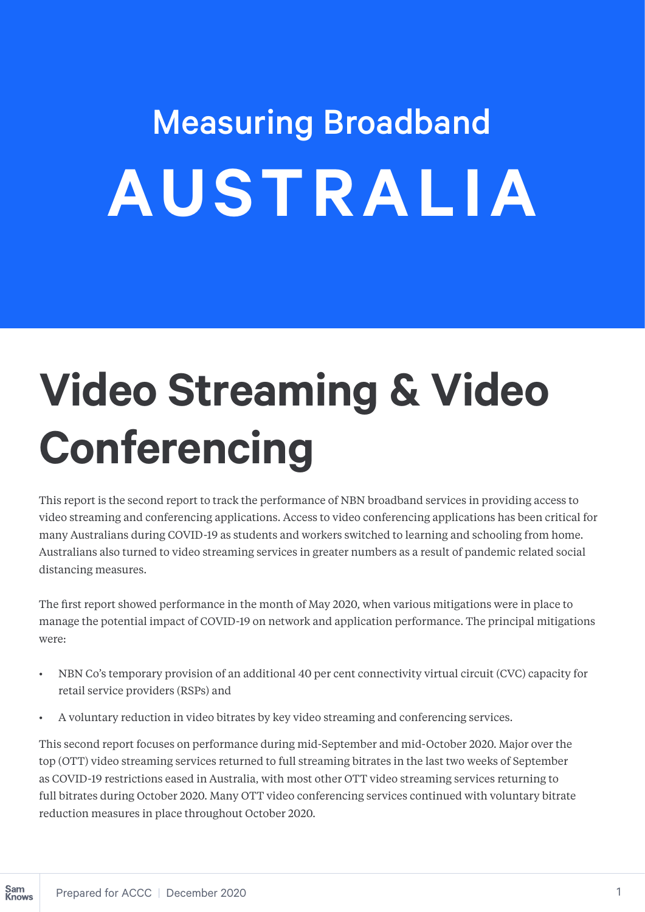# Measuring Broadband AUSTRALIA

# Video Streaming & Video Conferencing

This report is the second report to track the performance of NBN broadband services in providing access to video streaming and conferencing applications. Access to video conferencing applications has been critical for many Australians during COVID-19 as students and workers switched to learning and schooling from home. Australians also turned to video streaming services in greater numbers as a result of pandemic related social distancing measures.

The first report showed performance in the month of May 2020, when various mitigations were in place to manage the potential impact of COVID-19 on network and application performance. The principal mitigations were:

- NBN Co's temporary provision of an additional 40 per cent connectivity virtual circuit (CVC) capacity for retail service providers (RSPs) and
- A voluntary reduction in video bitrates by key video streaming and conferencing services.

This second report focuses on performance during mid-September and mid-October 2020. Major over the top (OTT) video streaming services returned to full streaming bitrates in the last two weeks of September as COVID-19 restrictions eased in Australia, with most other OTT video streaming services returning to full bitrates during October 2020. Many OTT video conferencing services continued with voluntary bitrate reduction measures in place throughout October 2020.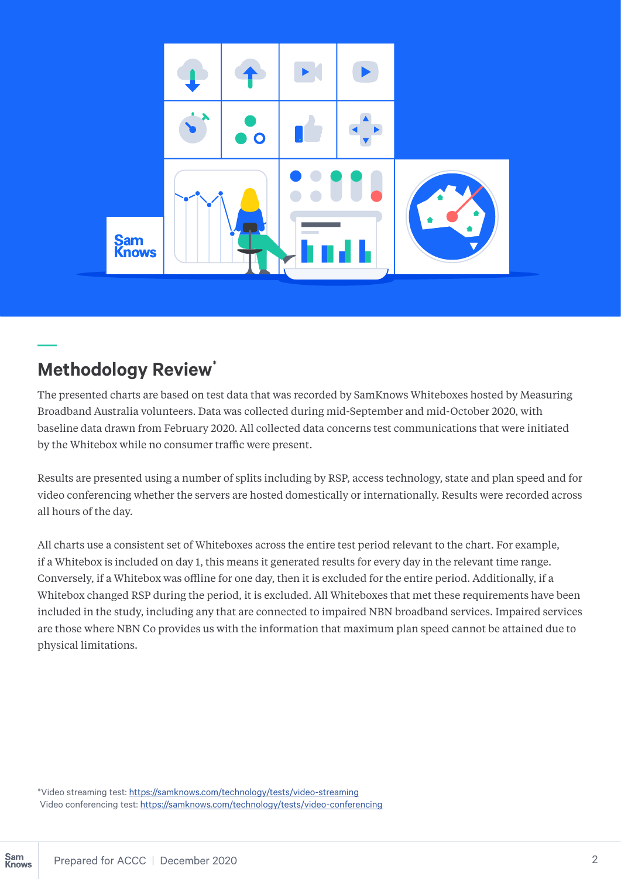## Methodology Review*

The presented charts are based on test data that was recorded by SamKnows Whiteboxes hosted by Measuring Broadband Australia volunteers. Data was collected during mid-September and mid-October 2020, with baseline data drawn from February 2020. All collected data concerns test communications that were initiated by the Whitebox while no consumer traffic were present.

Results are presented using a number of splits including by RSP, access technology, state and plan speed and for video conferencing whether the servers are hosted domestically or internationally. Results were recorded across all hours of the day.

All charts use a consistent set of Whiteboxes across the entire test period relevant to the chart. For example, if a Whitebox is included on day 1, this means it generated results for every day in the relevant time range. Conversely, if a Whitebox was offline for one day, then it is excluded for the entire period. Additionally, if a Whitebox changed RSP during the period, it is excluded. All Whiteboxes that met these requirements have been included in the study, including any that are connected to impaired NBN broadband services. Impaired services are those where NBN Co provides us with the information that maximum plan speed cannot be attained due to physical limitations.

*Video streaming test: https://samknows.com/technology/tests/video-streaming
Video conferencing test: https://samknows.com/technology/tests/video-conferencing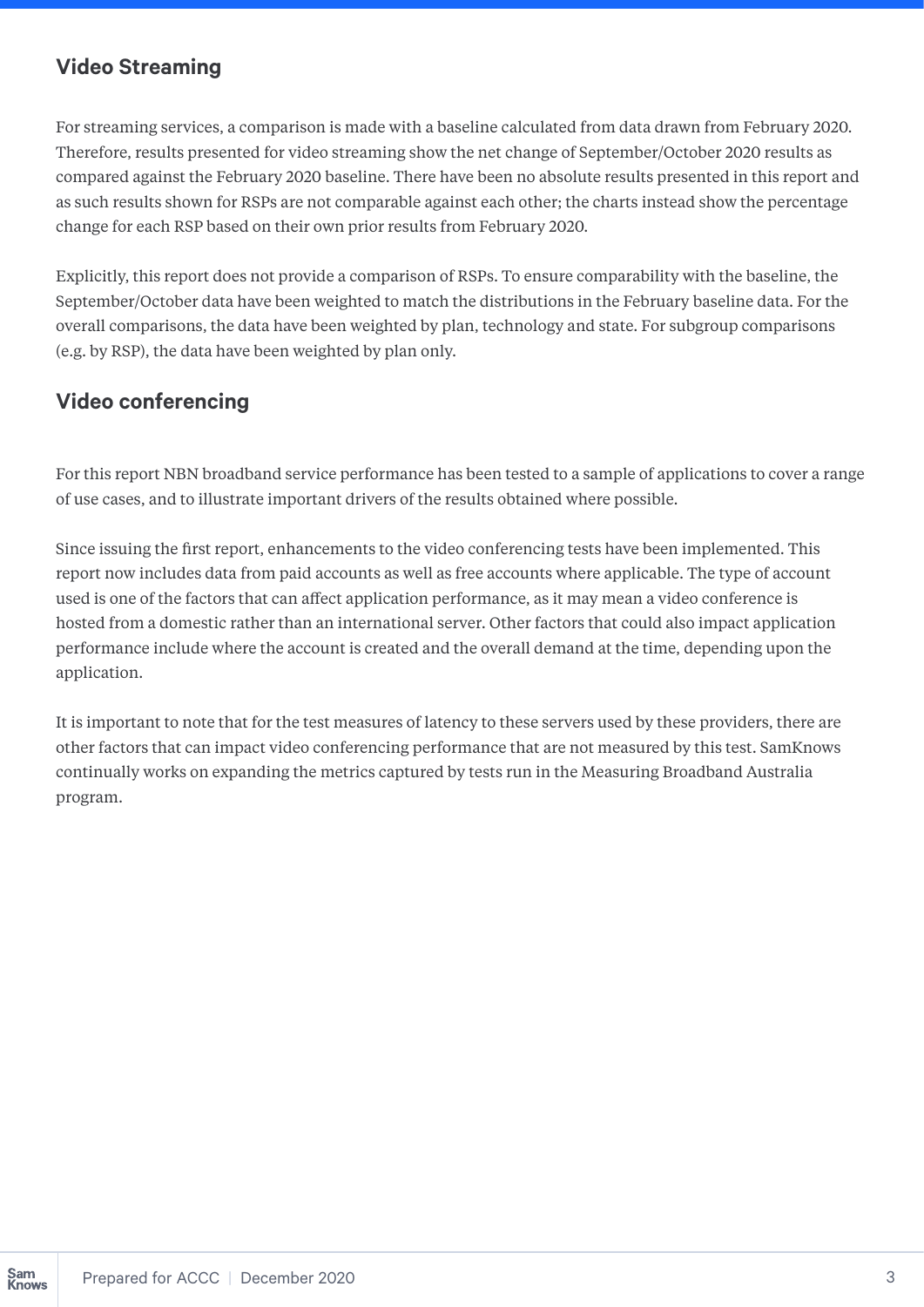## Video Streaming

For streaming services, a comparison is made with a baseline calculated from data drawn from February 2020. Therefore, results presented for video streaming show the net change of September/October 2020 results as compared against the February 2020 baseline. There have been no absolute results presented in this report and as such results shown for RSPs are not comparable against each other; the charts instead show the percentage change for each RSP based on their own prior results from February 2020.

Explicitly, this report does not provide a comparison of RSPs. To ensure comparability with the baseline, the September/October data have been weighted to match the distributions in the February baseline data. For the overall comparisons, the data have been weighted by plan, technology and state. For subgroup comparisons (e.g. by RSP), the data have been weighted by plan only.

## Video conferencing

For this report NBN broadband service performance has been tested to a sample of applications to cover a range of use cases, and to illustrate important drivers of the results obtained where possible.

Since issuing the first report, enhancements to the video conferencing tests have been implemented. This report now includes data from paid accounts as well as free accounts where applicable. The type of account used is one of the factors that can affect application performance, as it may mean a video conference is hosted from a domestic rather than an international server. Other factors that could also impact application performance include where the account is created and the overall demand at the time, depending upon the application.

It is important to note that for the test measures of latency to these servers used by these providers, there are other factors that can impact video conferencing performance that are not measured by this test. SamKnows continually works on expanding the metrics captured by tests run in the Measuring Broadband Australia program.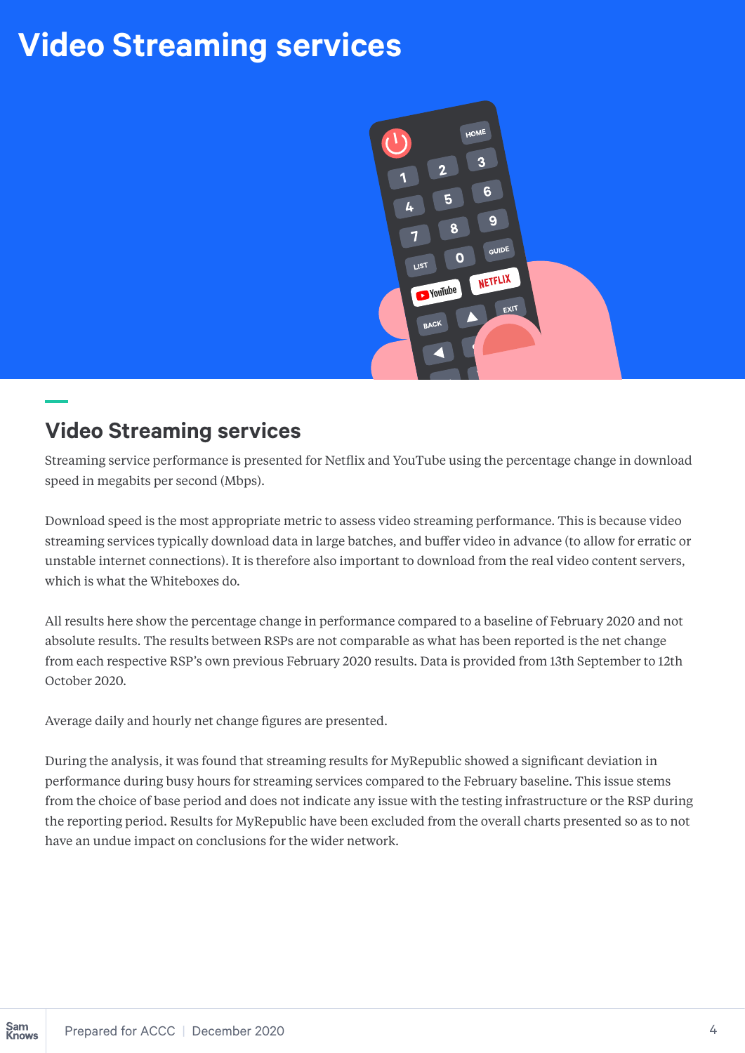# Video Streaming services

## Video Streaming services

Streaming service performance is presented for Netflix and YouTube using the percentage change in download speed in megabits per second (Mbps).

Download speed is the most appropriate metric to assess video streaming performance. This is because video streaming services typically download data in large batches, and buffer video in advance (to allow for erratic or unstable internet connections). It is therefore also important to download from the real video content servers, which is what the Whiteboxes do.

All results here show the percentage change in performance compared to a baseline of February 2020 and not absolute results. The results between RSPs are not comparable as what has been reported is the net change from each respective RSP's own previous February 2020 results. Data is provided from 13th September to 12th October 2020.

Average daily and hourly net change figures are presented.

During the analysis, it was found that streaming results for MyRepublic showed a significant deviation in performance during busy hours for streaming services compared to the February baseline. This issue stems from the choice of base period and does not indicate any issue with the testing infrastructure or the RSP during the reporting period. Results for MyRepublic have been excluded from the overall charts presented so as to not have an undue impact on conclusions for the wider network.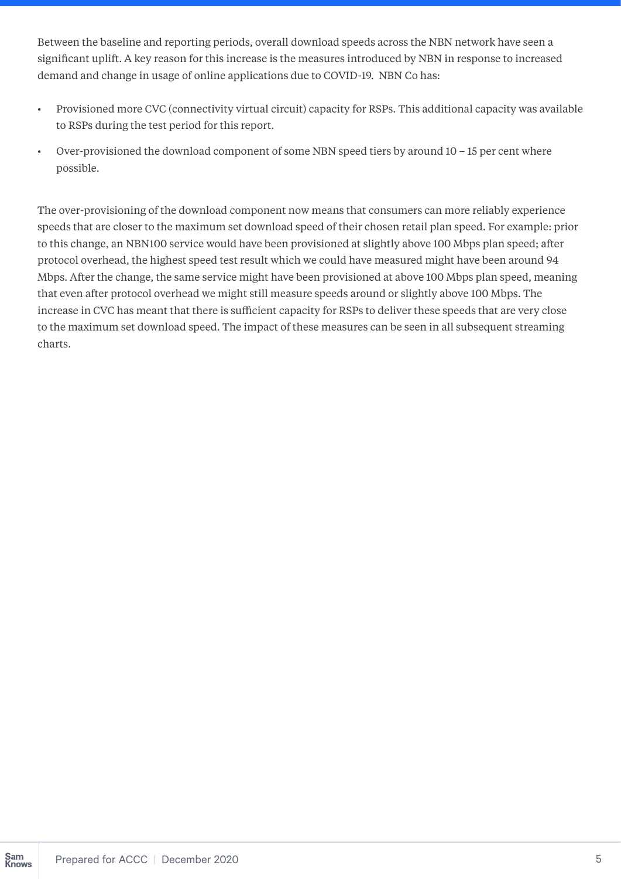Between the baseline and reporting periods, overall download speeds across the NBN network have seen a significant uplift. A key reason for this increase is the measures introduced by NBN in response to increased demand and change in usage of online applications due to COVID-19. NBN Co has:

- Provisioned more CVC (connectivity virtual circuit) capacity for RSPs. This additional capacity was available to RSPs during the test period for this report.
- Over-provisioned the download component of some NBN speed tiers by around 10 – 15 per cent where possible.

The over-provisioning of the download component now means that consumers can more reliably experience speeds that are closer to the maximum set download speed of their chosen retail plan speed. For example: prior to this change, an NBN100 service would have been provisioned at slightly above 100 Mbps plan speed; after protocol overhead, the highest speed test result which we could have measured might have been around 94 Mbps. After the change, the same service might have been provisioned at above 100 Mbps plan speed, meaning that even after protocol overhead we might still measure speeds around or slightly above 100 Mbps. The increase in CVC has meant that there is sufficient capacity for RSPs to deliver these speeds that are very close to the maximum set download speed. The impact of these measures can be seen in all subsequent streaming charts.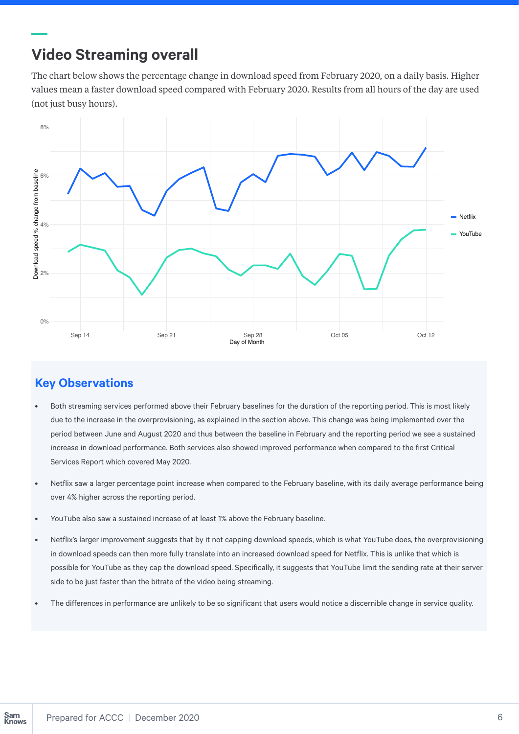## Video Streaming overall

The chart below shows the percentage change in download speed from February 2020, on a daily basis. Higher values mean a faster download speed compared with February 2020. Results from all hours of the day are used (not just busy hours).

### Key Observations

- Both streaming services performed above their February baselines for the duration of the reporting period. This is most likely due to the increase in the overprovisioning, as explained in the section above. This change was being implemented over the period between June and August 2020 and thus between the baseline in February and the reporting period we see a sustained increase in download performance. Both services also showed improved performance when compared to the first Critical Services Report which covered May 2020.
- Netflix saw a larger percentage point increase when compared to the February baseline, with its daily average performance being over 4% higher across the reporting period.
- YouTube also saw a sustained increase of at least 1% above the February baseline.
- Netflix's larger improvement suggests that by it not capping download speeds, which is what YouTube does, the overprovisioning in download speeds can then more fully translate into an increased download speed for Netflix. This is unlike that which is possible for YouTube as they cap the download speed. Specifically, it suggests that YouTube limit the sending rate at their server side to be just faster than the bitrate of the video being streaming.
- The differences in performance are unlikely to be so significant that users would notice a discernible change in service quality.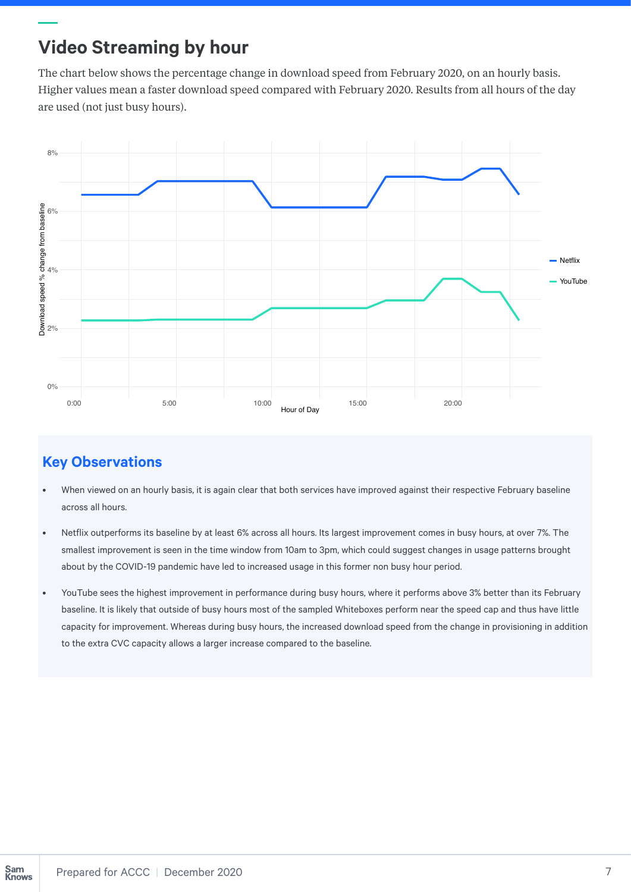## Video Streaming by hour

The chart below shows the percentage change in download speed from February 2020, on an hourly basis. Higher values mean a faster download speed compared with February 2020. Results from all hours of the day are used (not just busy hours).

### Key Observations

- When viewed on an hourly basis, it is again clear that both services have improved against their respective February baseline across all hours.
- Netflix outperforms its baseline by at least 6% across all hours. Its largest improvement comes in busy hours, at over 7%. The smallest improvement is seen in the time window from 10am to 3pm, which could suggest changes in usage patterns brought about by the COVID-19 pandemic have led to increased usage in this former non busy hour period.
- YouTube sees the highest improvement in performance during busy hours, where it performs above 3% better than its February baseline. It is likely that outside of busy hours most of the sampled Whiteboxes perform near the speed cap and thus have little capacity for improvement. Whereas during busy hours, the increased download speed from the change in provisioning in addition to the extra CVC capacity allows a larger increase compared to the baseline.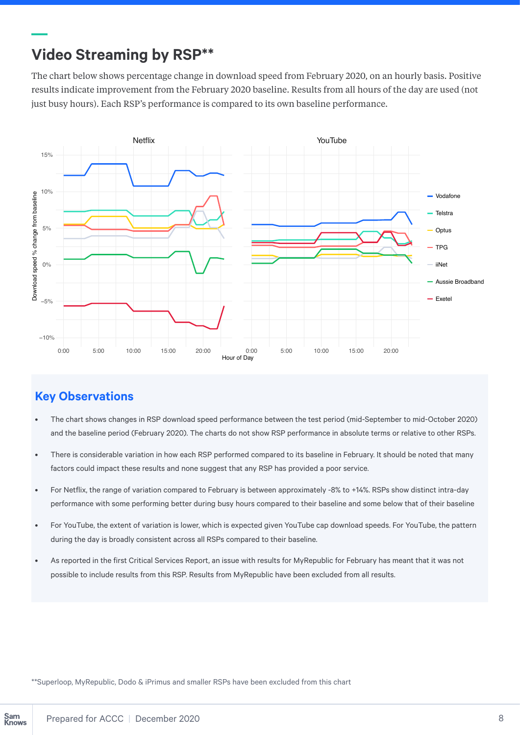## Video Streaming by RSP**

The chart below shows percentage change in download speed from February 2020, on an hourly basis. Positive results indicate improvement from the February 2020 baseline. Results from all hours of the day are used (not just busy hours). Each RSP's performance is compared to its own baseline performance.

## Key Observations

- The chart shows changes in RSP download speed performance between the test period (mid-September to mid-October 2020) and the baseline period (February 2020). The charts do not show RSP performance in absolute terms or relative to other RSPs.
- There is considerable variation in how each RSP performed compared to its baseline in February. It should be noted that many factors could impact these results and none suggest that any RSP has provided a poor service.
- For Netflix, the range of variation compared to February is between approximately -8% to +14%. RSPs show distinct intra-day performance with some performing better during busy hours compared to their baseline and some below that of their baseline
- For YouTube, the extent of variation is lower, which is expected given YouTube cap download speeds. For YouTube, the pattern during the day is broadly consistent across all RSPs compared to their baseline.
- As reported in the first Critical Services Report, an issue with results for MyRepublic for February has meant that it was not possible to include results from this RSP. Results from MyRepublic have been excluded from all results.

**Superloop, MyRepublic, Dodo & iPrimus and smaller RSPs have been excluded from this chart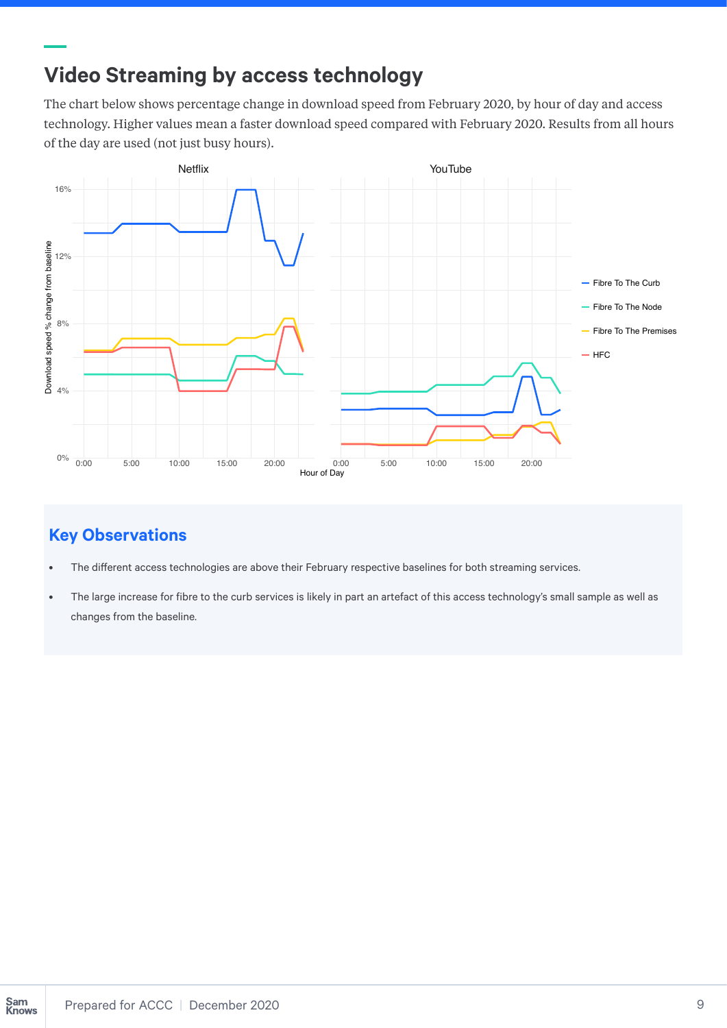## Video Streaming by access technology

The chart below shows percentage change in download speed from February 2020, by hour of day and access technology. Higher values mean a faster download speed compared with February 2020. Results from all hours of the day are used (not just busy hours).

### Key Observations

- The different access technologies are above their February respective baselines for both streaming services.
- The large increase for fibre to the curb services is likely in part an artefact of this access technology's small sample as well as changes from the baseline.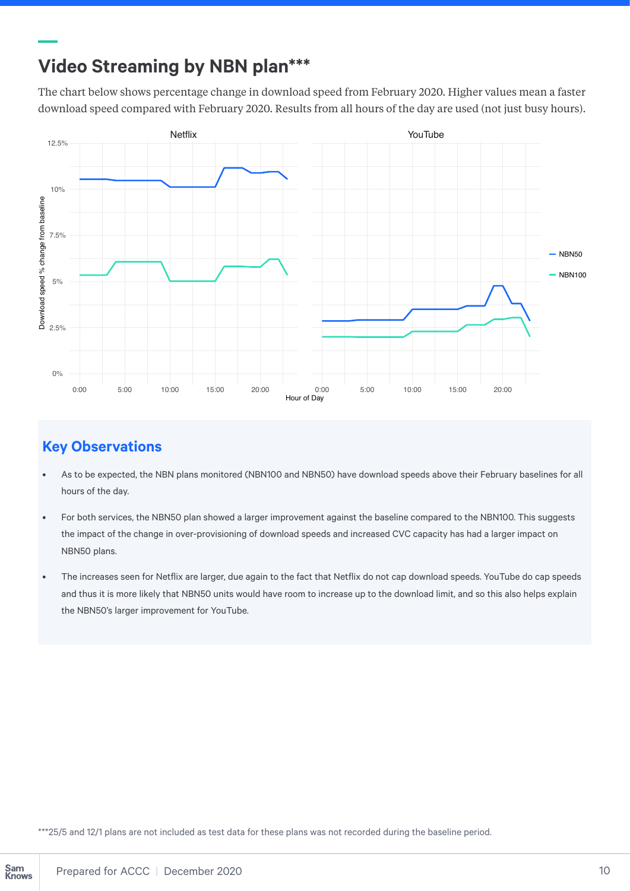## Video Streaming by NBN plan***

The chart below shows percentage change in download speed from February 2020. Higher values mean a faster download speed compared with February 2020. Results from all hours of the day are used (not just busy hours).

### Key Observations

- As to be expected, the NBN plans monitored (NBN100 and NBN50) have download speeds above their February baselines for all hours of the day.
- For both services, the NBN50 plan showed a larger improvement against the baseline compared to the NBN100. This suggests the impact of the change in over-provisioning of download speeds and increased CVC capacity has had a larger impact on NBN50 plans.
- The increases seen for Netflix are larger, due again to the fact that Netflix do not cap download speeds. YouTube do cap speeds and thus it is more likely that NBN50 units would have room to increase up to the download limit, and so this also helps explain the NBN50's larger improvement for YouTube.

***25/5 and 12/1 plans are not included as test data for these plans was not recorded during the baseline period.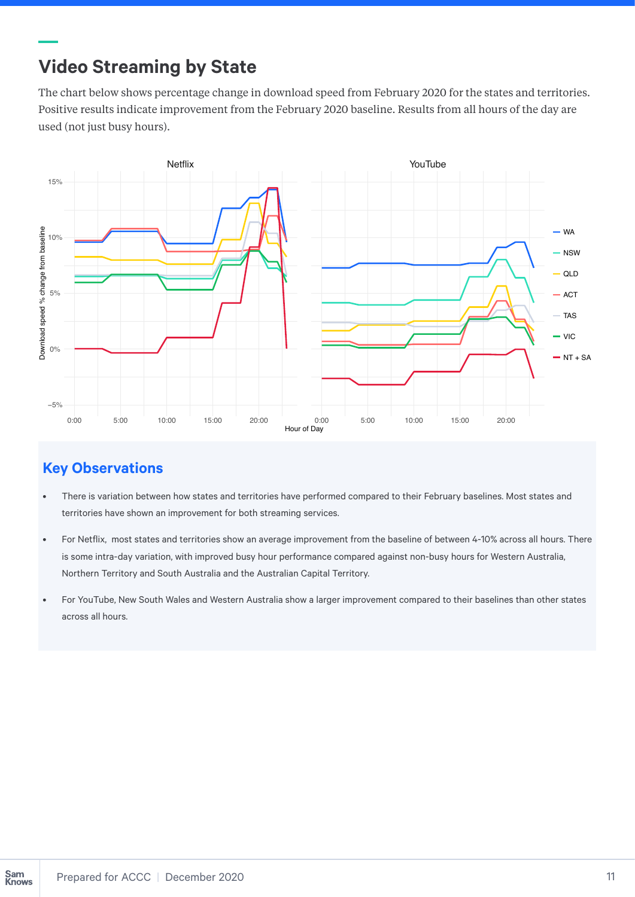## Video Streaming by State

The chart below shows percentage change in download speed from February 2020 for the states and territories. Positive results indicate improvement from the February 2020 baseline. Results from all hours of the day are used (not just busy hours).

### Key Observations

- There is variation between how states and territories have performed compared to their February baselines. Most states and territories have shown an improvement for both streaming services.
- For Netflix, most states and territories show an average improvement from the baseline of between 4-10% across all hours. There is some intra-day variation, with improved busy hour performance compared against non-busy hours for Western Australia, Northern Territory and South Australia and the Australian Capital Territory.
- For YouTube, New South Wales and Western Australia show a larger improvement compared to their baselines than other states across all hours.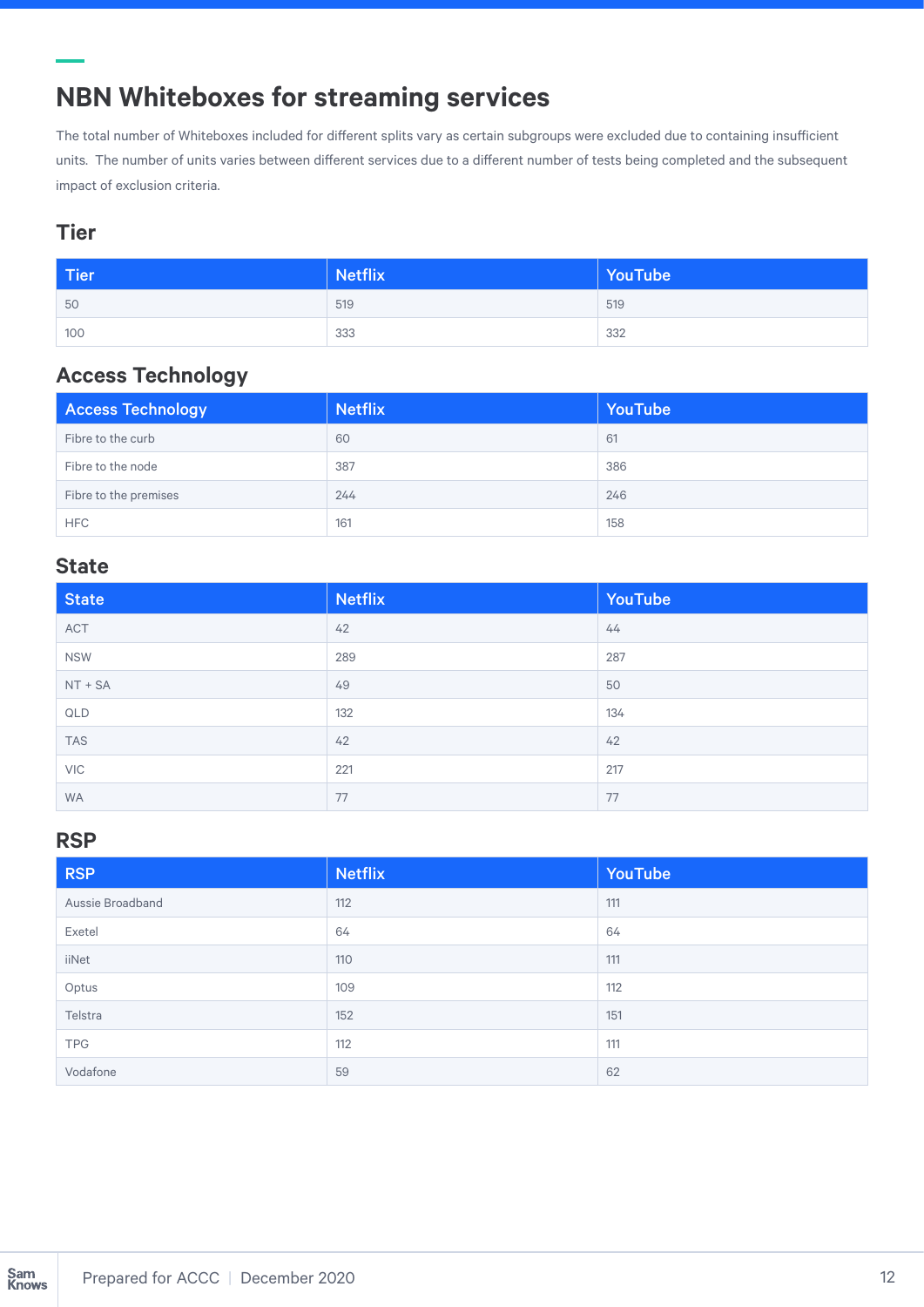# NBN Whiteboxes for streaming services

The total number of Whiteboxes included for different splits vary as certain subgroups were excluded due to containing insufficient units. The number of units varies between different services due to a different number of tests being completed and the subsequent impact of exclusion criteria.

## Tier

| Tier | Netflix | YouTube |
|---|---|---|
| 50 | 519 | 519 |
| 100 | 333 | 332 |

## Access Technology

| Access Technology | Netflix | YouTube |
|---|---|---|
| Fibre to the curb | 60 | 61 |
| Fibre to the node | 387 | 386 |
| Fibre to the premises | 244 | 246 |
| HFC | 161 | 158 |

## State

| State | Netflix | YouTube |
|---|---|---|
| ACT | 42 | 44 |
| NSW | 289 | 287 |
| NT + SA | 49 | 50 |
| QLD | 132 | 134 |
| TAS | 42 | 42 |
| VIC | 221 | 217 |
| WA | 77 | 77 |

## RSP

| RSP | Netflix | YouTube |
|---|---|---|
| Aussie Broadband | 112 | 111 |
| Exetel | 64 | 64 |
| iiNet | 110 | 111 |
| Optus | 109 | 112 |
| Telstra | 152 | 151 |
| TPG | 112 | 111 |
| Vodafone | 59 | 62 |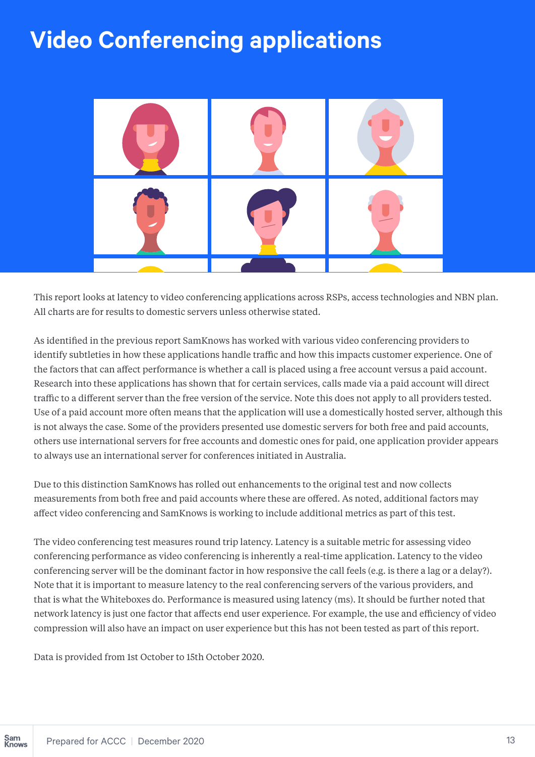# Video Conferencing applications

This report looks at latency to video conferencing applications across RSPs, access technologies and NBN plan. All charts are for results to domestic servers unless otherwise stated.

As identified in the previous report SamKnows has worked with various video conferencing providers to identify subtleties in how these applications handle traffic and how this impacts customer experience. One of the factors that can affect performance is whether a call is placed using a free account versus a paid account. Research into these applications has shown that for certain services, calls made via a paid account will direct traffic to a different server than the free version of the service. Note this does not apply to all providers tested. Use of a paid account more often means that the application will use a domestically hosted server, although this is not always the case. Some of the providers presented use domestic servers for both free and paid accounts, others use international servers for free accounts and domestic ones for paid, one application provider appears to always use an international server for conferences initiated in Australia.

Due to this distinction SamKnows has rolled out enhancements to the original test and now collects measurements from both free and paid accounts where these are offered. As noted, additional factors may affect video conferencing and SamKnows is working to include additional metrics as part of this test.

The video conferencing test measures round trip latency. Latency is a suitable metric for assessing video conferencing performance as video conferencing is inherently a real-time application. Latency to the video conferencing server will be the dominant factor in how responsive the call feels (e.g. is there a lag or a delay?). Note that it is important to measure latency to the real conferencing servers of the various providers, and that is what the Whiteboxes do. Performance is measured using latency (ms). It should be further noted that network latency is just one factor that affects end user experience. For example, the use and efficiency of video compression will also have an impact on user experience but this has not been tested as part of this report.

Data is provided from 1st October to 15th October 2020.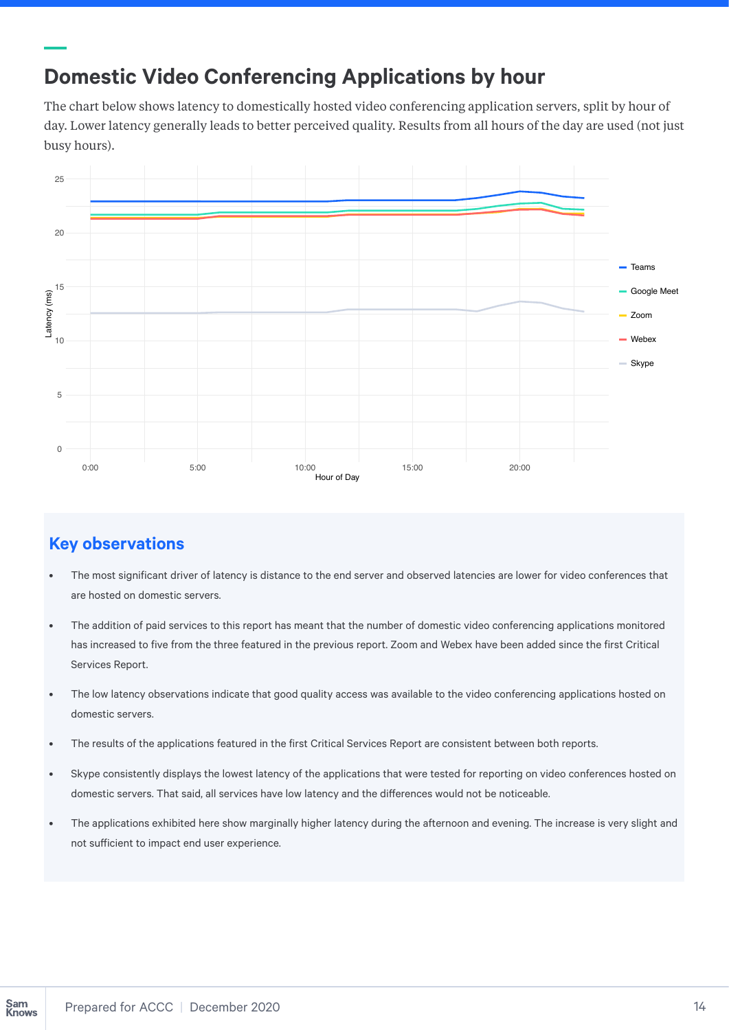## Domestic Video Conferencing Applications by hour

The chart below shows latency to domestically hosted video conferencing application servers, split by hour of day. Lower latency generally leads to better perceived quality. Results from all hours of the day are used (not just busy hours).

### Key observations

- The most significant driver of latency is distance to the end server and observed latencies are lower for video conferences that are hosted on domestic servers.
- The addition of paid services to this report has meant that the number of domestic video conferencing applications monitored has increased to five from the three featured in the previous report. Zoom and Webex have been added since the first Critical Services Report.
- The low latency observations indicate that good quality access was available to the video conferencing applications hosted on domestic servers.
- The results of the applications featured in the first Critical Services Report are consistent between both reports.
- Skype consistently displays the lowest latency of the applications that were tested for reporting on video conferences hosted on domestic servers. That said, all services have low latency and the differences would not be noticeable.
- The applications exhibited here show marginally higher latency during the afternoon and evening. The increase is very slight and not sufficient to impact end user experience.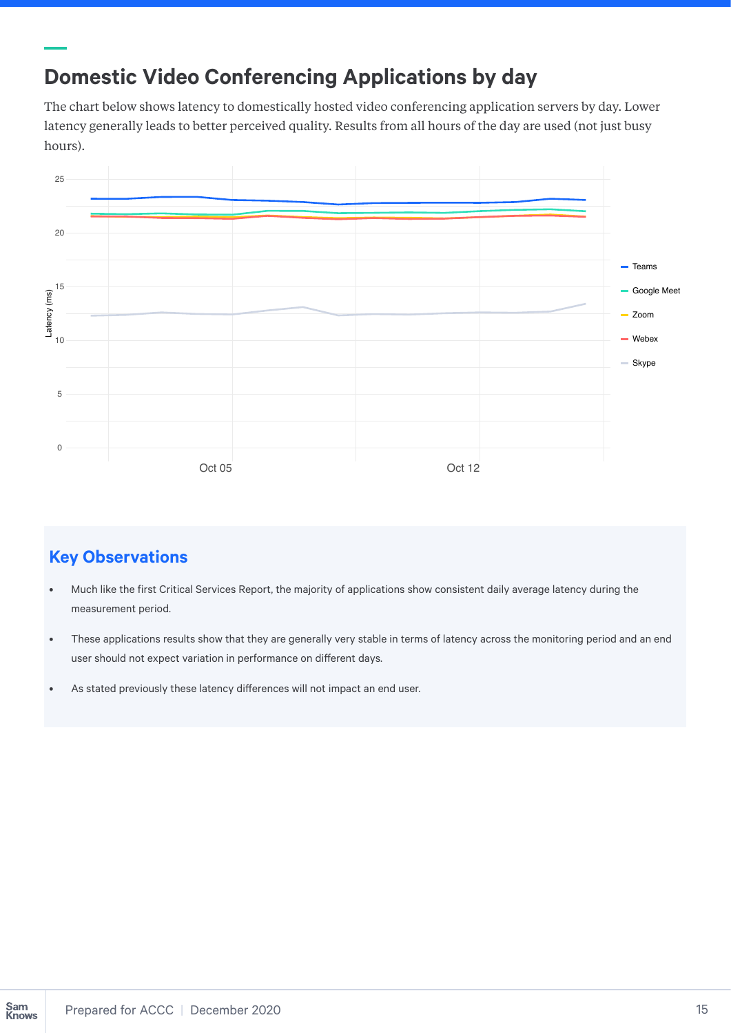## Domestic Video Conferencing Applications by day

The chart below shows latency to domestically hosted video conferencing application servers by day. Lower latency generally leads to better perceived quality. Results from all hours of the day are used (not just busy hours).

### Key Observations

- Much like the first Critical Services Report, the majority of applications show consistent daily average latency during the measurement period.
- These applications results show that they are generally very stable in terms of latency across the monitoring period and an end user should not expect variation in performance on different days.
- As stated previously these latency differences will not impact an end user.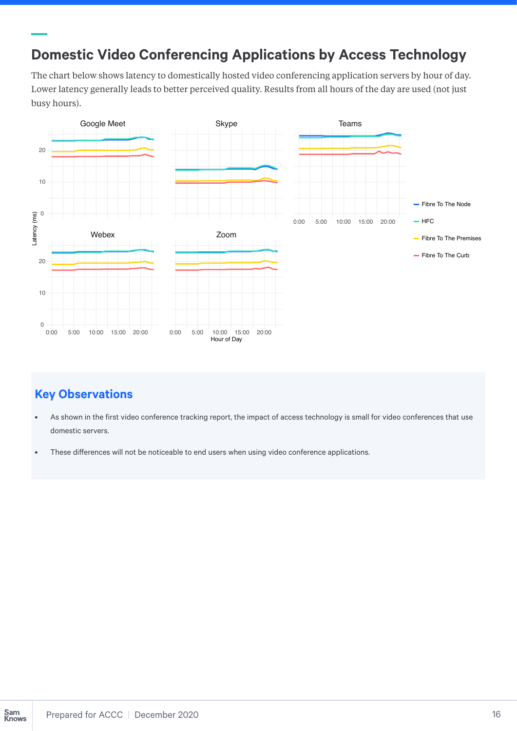## Domestic Video Conferencing Applications by Access Technology

The chart below shows latency to domestically hosted video conferencing application servers by hour of day. Lower latency generally leads to better perceived quality. Results from all hours of the day are used (not just busy hours).

### Key Observations

- As shown in the first video conference tracking report, the impact of access technology is small for video conferences that use domestic servers.
- These differences will not be noticeable to end users when using video conference applications.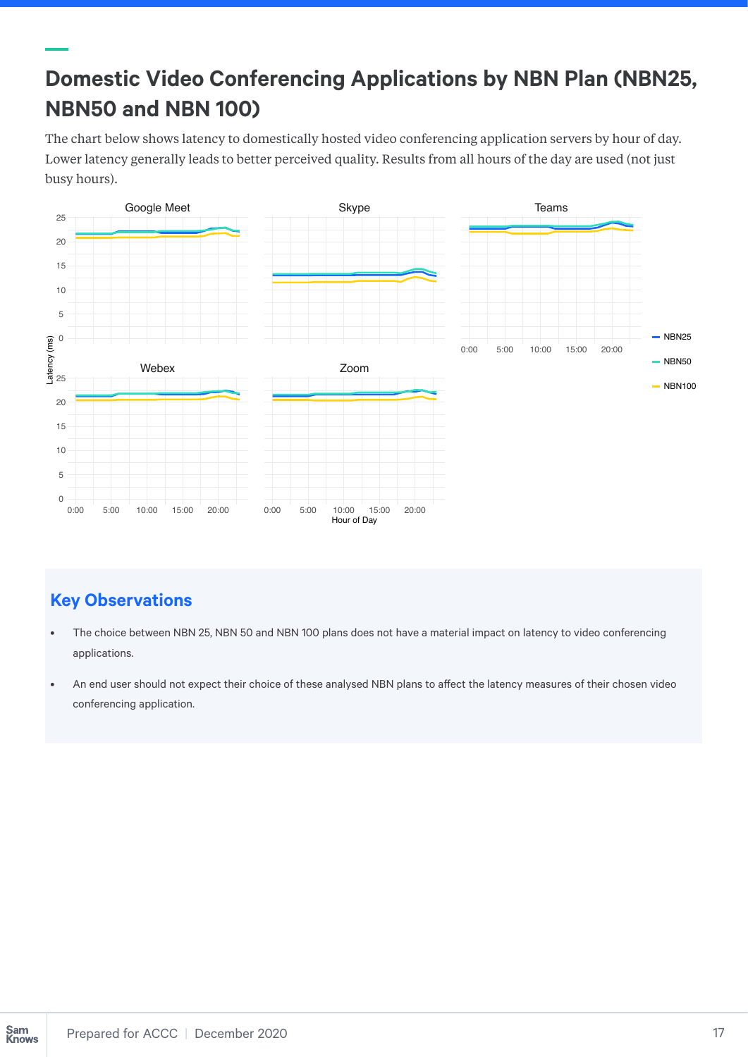## Domestic Video Conferencing Applications by NBN Plan (NBN25, NBN50 and NBN 100)

The chart below shows latency to domestically hosted video conferencing application servers by hour of day. Lower latency generally leads to better perceived quality. Results from all hours of the day are used (not just busy hours).

### Key Observations

- The choice between NBN 25, NBN 50 and NBN 100 plans does not have a material impact on latency to video conferencing applications.
- An end user should not expect their choice of these analysed NBN plans to affect the latency measures of their chosen video conferencing application.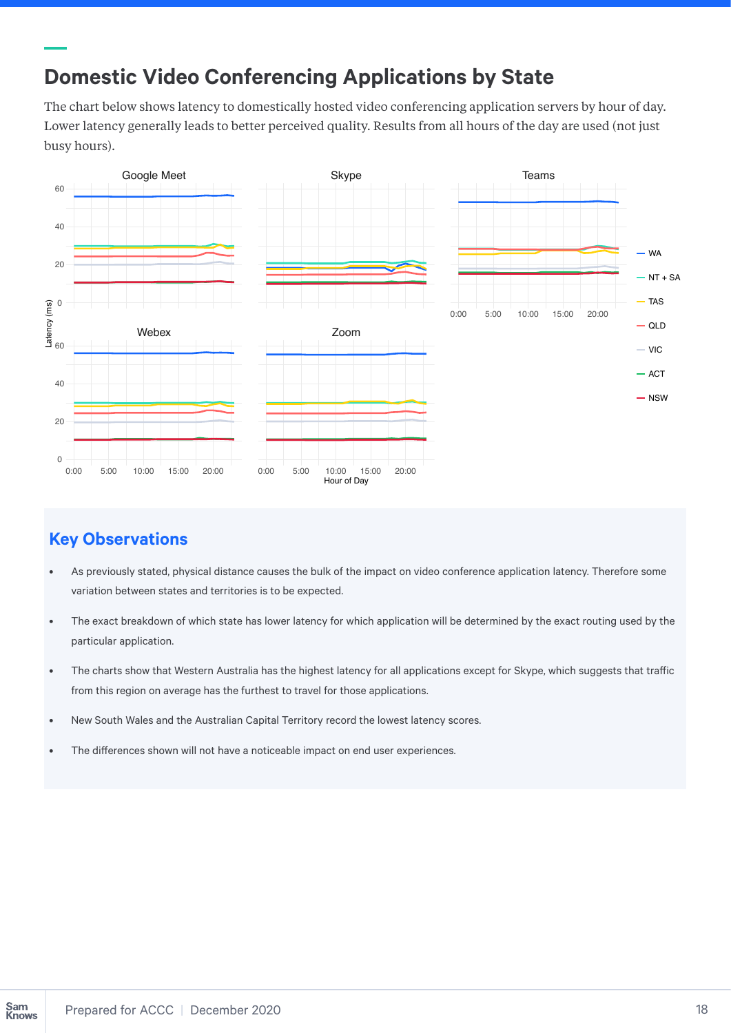## Domestic Video Conferencing Applications by State

The chart below shows latency to domestically hosted video conferencing application servers by hour of day. Lower latency generally leads to better perceived quality. Results from all hours of the day are used (not just busy hours).

### Key Observations

- As previously stated, physical distance causes the bulk of the impact on video conference application latency. Therefore some variation between states and territories is to be expected.
- The exact breakdown of which state has lower latency for which application will be determined by the exact routing used by the particular application.
- The charts show that Western Australia has the highest latency for all applications except for Skype, which suggests that traffic from this region on average has the furthest to travel for those applications.
- New South Wales and the Australian Capital Territory record the lowest latency scores.
- The differences shown will not have a noticeable impact on end user experiences.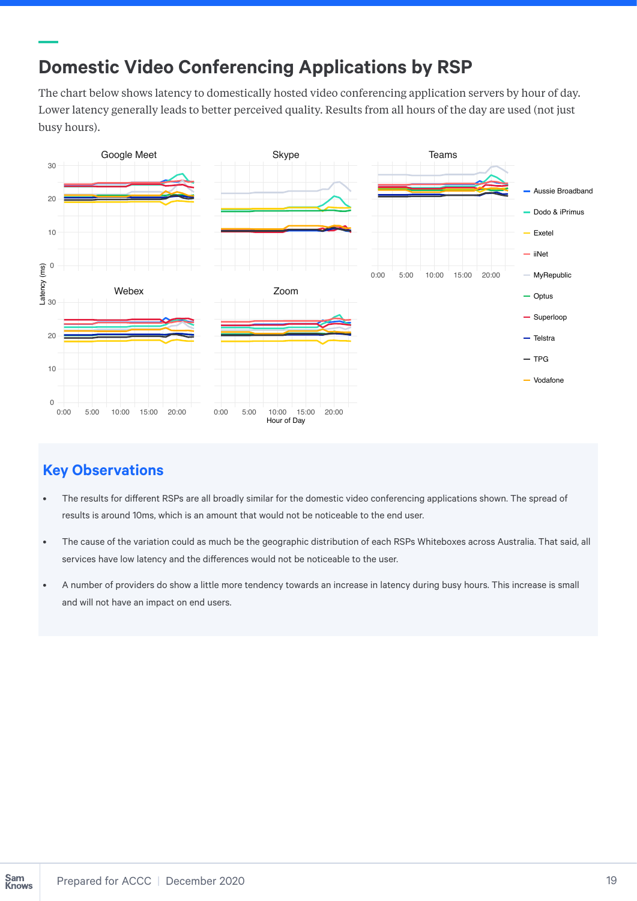## Domestic Video Conferencing Applications by RSP

The chart below shows latency to domestically hosted video conferencing application servers by hour of day. Lower latency generally leads to better perceived quality. Results from all hours of the day are used (not just busy hours).

### Key Observations

- The results for different RSPs are all broadly similar for the domestic video conferencing applications shown. The spread of results is around 10ms, which is an amount that would not be noticeable to the end user.
- The cause of the variation could as much be the geographic distribution of each RSPs Whiteboxes across Australia. That said, all services have low latency and the differences would not be noticeable to the user.
- A number of providers do show a little more tendency towards an increase in latency during busy hours. This increase is small and will not have an impact on end users.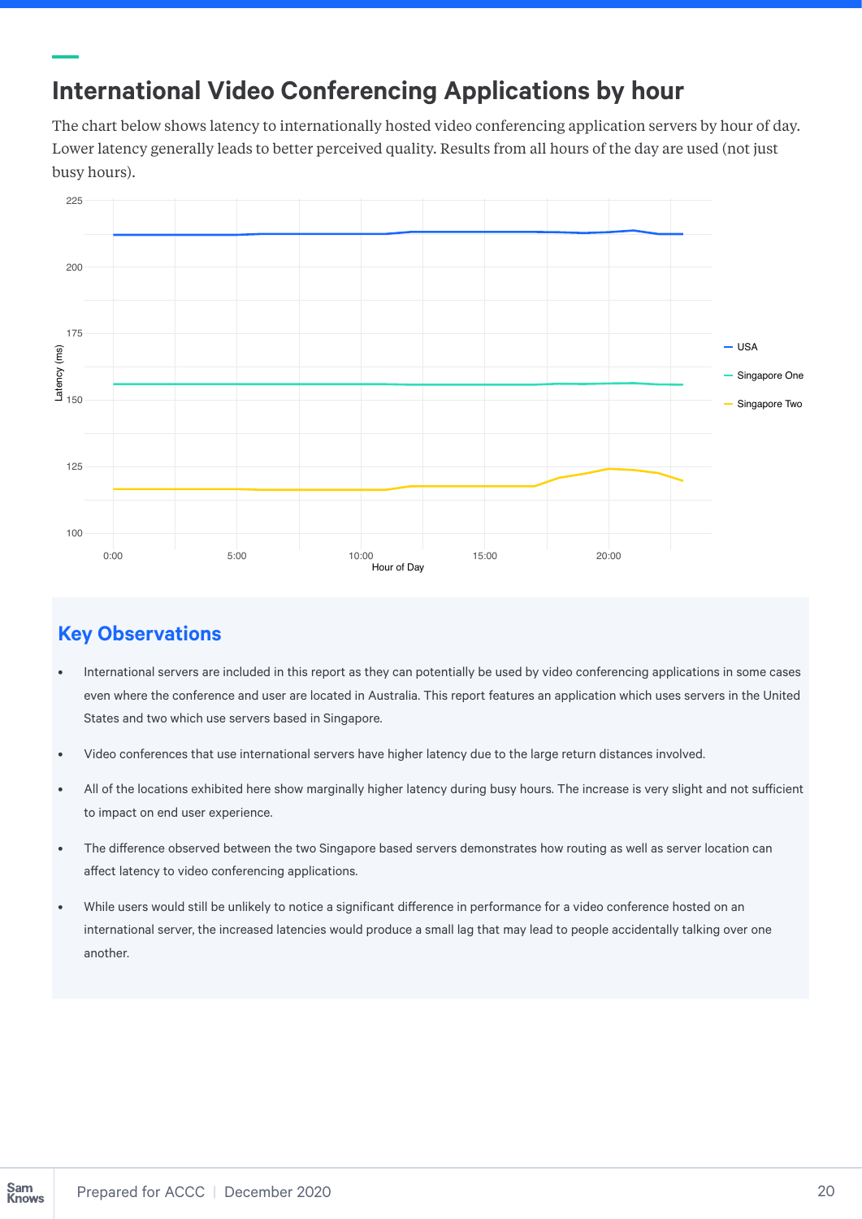## International Video Conferencing Applications by hour

The chart below shows latency to internationally hosted video conferencing application servers by hour of day. Lower latency generally leads to better perceived quality. Results from all hours of the day are used (not just busy hours).

### Key Observations

- International servers are included in this report as they can potentially be used by video conferencing applications in some cases even where the conference and user are located in Australia. This report features an application which uses servers in the United States and two which use servers based in Singapore.
- Video conferences that use international servers have higher latency due to the large return distances involved.
- All of the locations exhibited here show marginally higher latency during busy hours. The increase is very slight and not sufficient to impact on end user experience.
- The difference observed between the two Singapore based servers demonstrates how routing as well as server location can affect latency to video conferencing applications.
- While users would still be unlikely to notice a significant difference in performance for a video conference hosted on an international server, the increased latencies would produce a small lag that may lead to people accidentally talking over one another.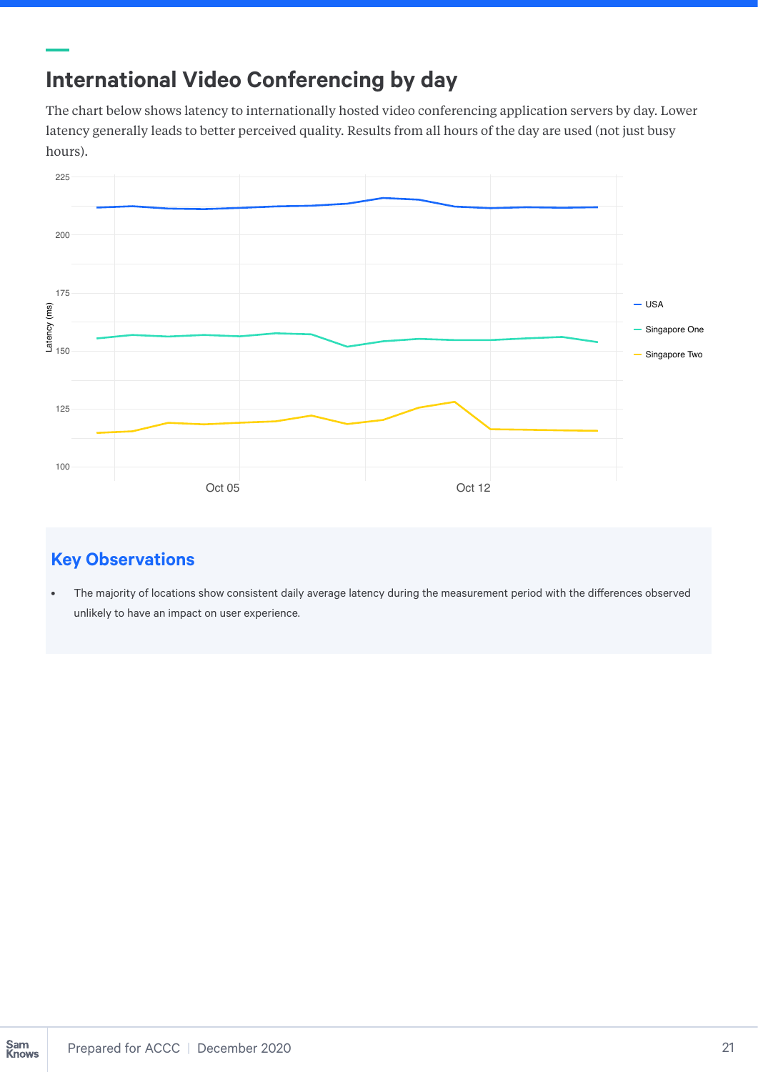## International Video Conferencing by day

The chart below shows latency to internationally hosted video conferencing application servers by day. Lower latency generally leads to better perceived quality. Results from all hours of the day are used (not just busy hours).

## Key Observations

- The majority of locations show consistent daily average latency during the measurement period with the differences observed unlikely to have an impact on user experience.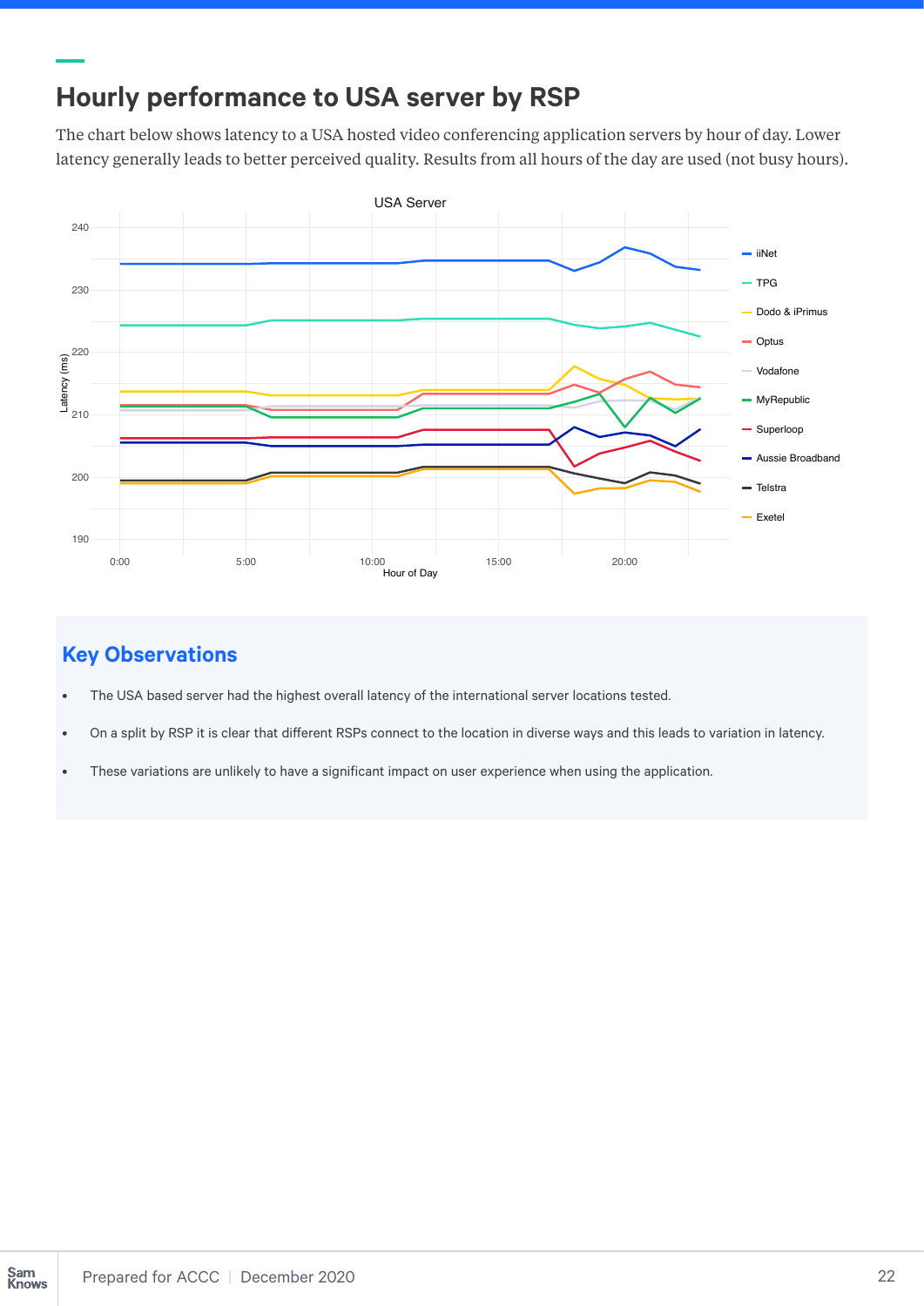## Hourly performance to USA server by RSP

The chart below shows latency to a USA hosted video conferencing application servers by hour of day. Lower latency generally leads to better perceived quality. Results from all hours of the day are used (not busy hours).

### Key Observations

- The USA based server had the highest overall latency of the international server locations tested.
- On a split by RSP it is clear that different RSPs connect to the location in diverse ways and this leads to variation in latency.
- These variations are unlikely to have a significant impact on user experience when using the application.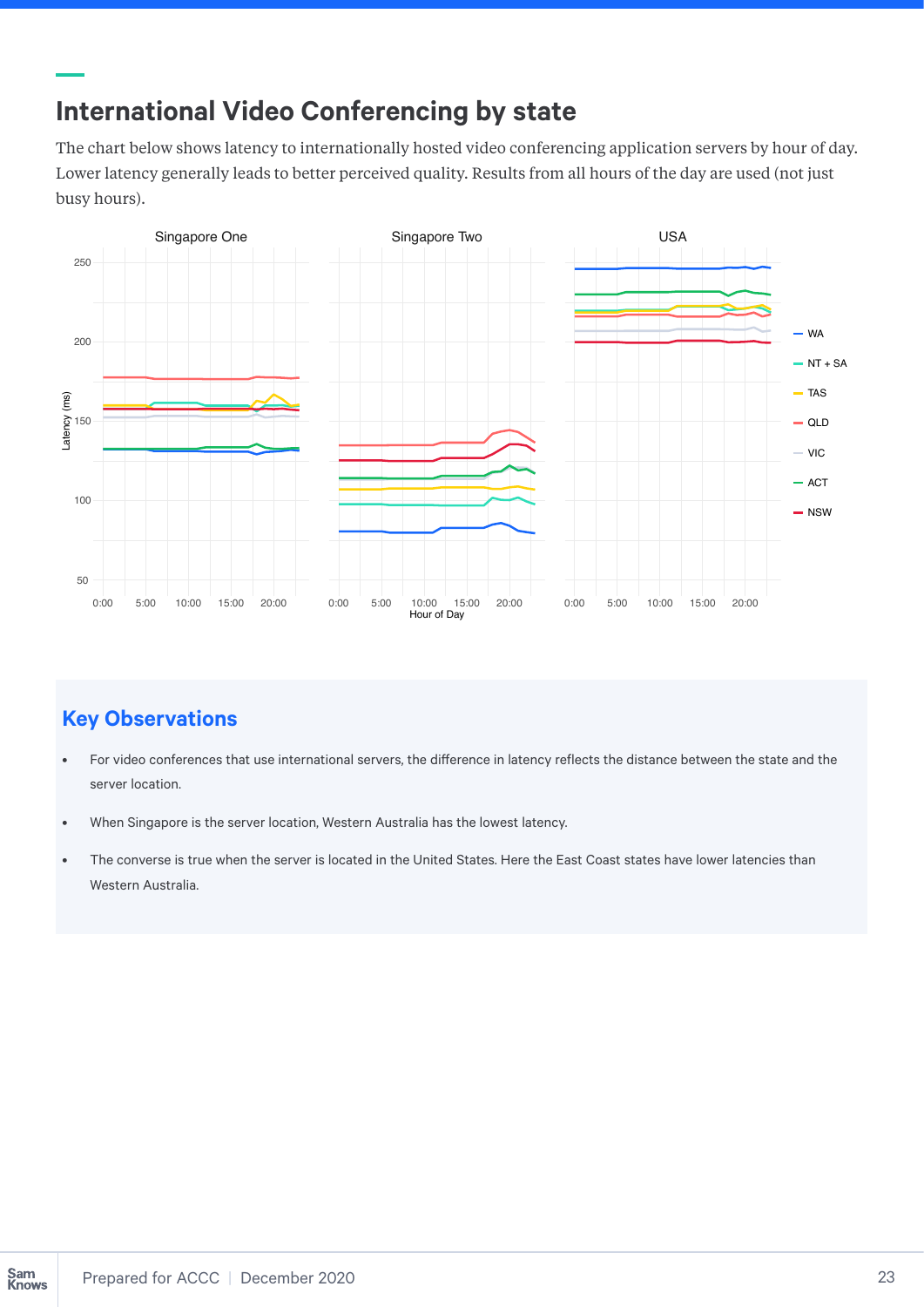## International Video Conferencing by state

The chart below shows latency to internationally hosted video conferencing application servers by hour of day. Lower latency generally leads to better perceived quality. Results from all hours of the day are used (not just busy hours).

### Key Observations

- For video conferences that use international servers, the difference in latency reflects the distance between the state and the server location.
- When Singapore is the server location, Western Australia has the lowest latency.
- The converse is true when the server is located in the United States. Here the East Coast states have lower latencies than Western Australia.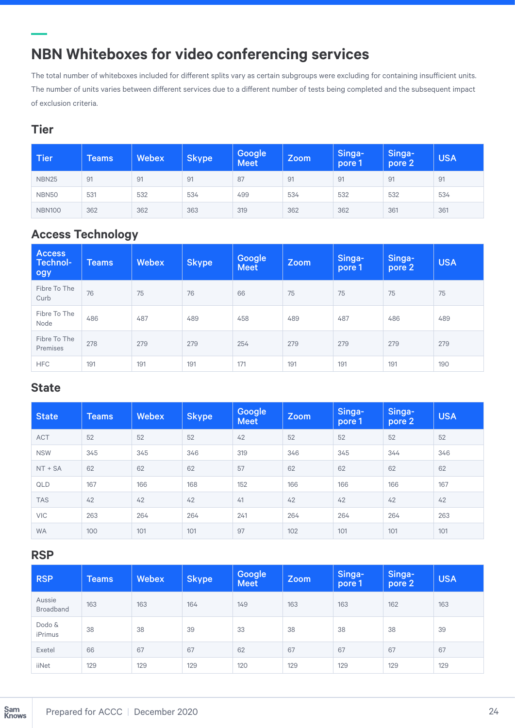## NBN Whiteboxes for video conferencing services

The total number of whiteboxes included for different splits vary as certain subgroups were excluding for containing insufficient units. The number of units varies between different services due to a different number of tests being completed and the subsequent impact of exclusion criteria.

### Tier

| Tier | Teams | Webex | Skype | Google Meet | Zoom | Singa-pore 1 | Singa-pore 2 | USA |
|---|---|---|---|---|---|---|---|---|
| NBN25 | 91 | 91 | 91 | 87 | 91 | 91 | 91 | 91 |
| NBN50 | 531 | 532 | 534 | 499 | 534 | 532 | 532 | 534 |
| NBN100 | 362 | 362 | 363 | 319 | 362 | 362 | 361 | 361 |

### Access Technology

| Access Technol-ogy | Teams | Webex | Skype | Google Meet | Zoom | Singa-pore 1 | Singa-pore 2 | USA |
|---|---|---|---|---|---|---|---|---|
| Fibre To The Curb | 76 | 75 | 76 | 66 | 75 | 75 | 75 | 75 |
| Fibre To The Node | 486 | 487 | 489 | 458 | 489 | 487 | 486 | 489 |
| Fibre To The Premises | 278 | 279 | 279 | 254 | 279 | 279 | 279 | 279 |
| HFC | 191 | 191 | 191 | 171 | 191 | 191 | 191 | 190 |

### State

| State | Teams | Webex | Skype | Google Meet | Zoom | Singa-pore 1 | Singa-pore 2 | USA |
|---|---|---|---|---|---|---|---|---|
| ACT | 52 | 52 | 52 | 42 | 52 | 52 | 52 | 52 |
| NSW | 345 | 345 | 346 | 319 | 346 | 345 | 344 | 346 |
| NT + SA | 62 | 62 | 62 | 57 | 62 | 62 | 62 | 62 |
| QLD | 167 | 166 | 168 | 152 | 166 | 166 | 166 | 167 |
| TAS | 42 | 42 | 42 | 41 | 42 | 42 | 42 | 42 |
| VIC | 263 | 264 | 264 | 241 | 264 | 264 | 264 | 263 |
| WA | 100 | 101 | 101 | 97 | 102 | 101 | 101 | 101 |

### RSP

| RSP | Teams | Webex | Skype | Google Meet | Zoom | Singa-pore 1 | Singa-pore 2 | USA |
|---|---|---|---|---|---|---|---|---|
| Aussie Broadband | 163 | 163 | 164 | 149 | 163 | 163 | 162 | 163 |
| Dodo & iPrimus | 38 | 38 | 39 | 33 | 38 | 38 | 38 | 39 |
| Exetel | 66 | 67 | 67 | 62 | 67 | 67 | 67 | 67 |
| iiNet | 129 | 129 | 129 | 120 | 129 | 129 | 129 | 129 |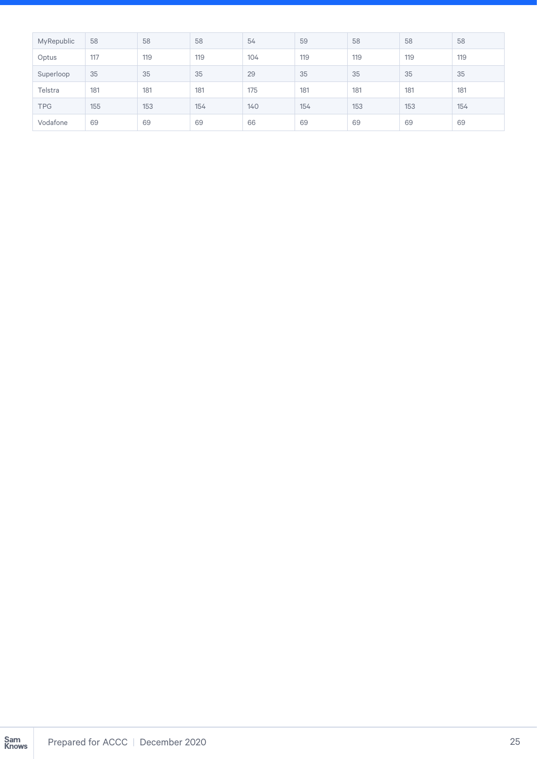| | | | | | | | | |
|---|---|---|---|---|---|---|---|---|
| MyRepublic | 58 | 58 | 58 | 54 | 59 | 58 | 58 | 58 |
| Optus | 117 | 119 | 119 | 104 | 119 | 119 | 119 | 119 |
| Superloop | 35 | 35 | 35 | 29 | 35 | 35 | 35 | 35 |
| Telstra | 181 | 181 | 181 | 175 | 181 | 181 | 181 | 181 |
| TPG | 155 | 153 | 154 | 140 | 154 | 153 | 153 | 154 |
| Vodafone | 69 | 69 | 69 | 66 | 69 | 69 | 69 | 69 |